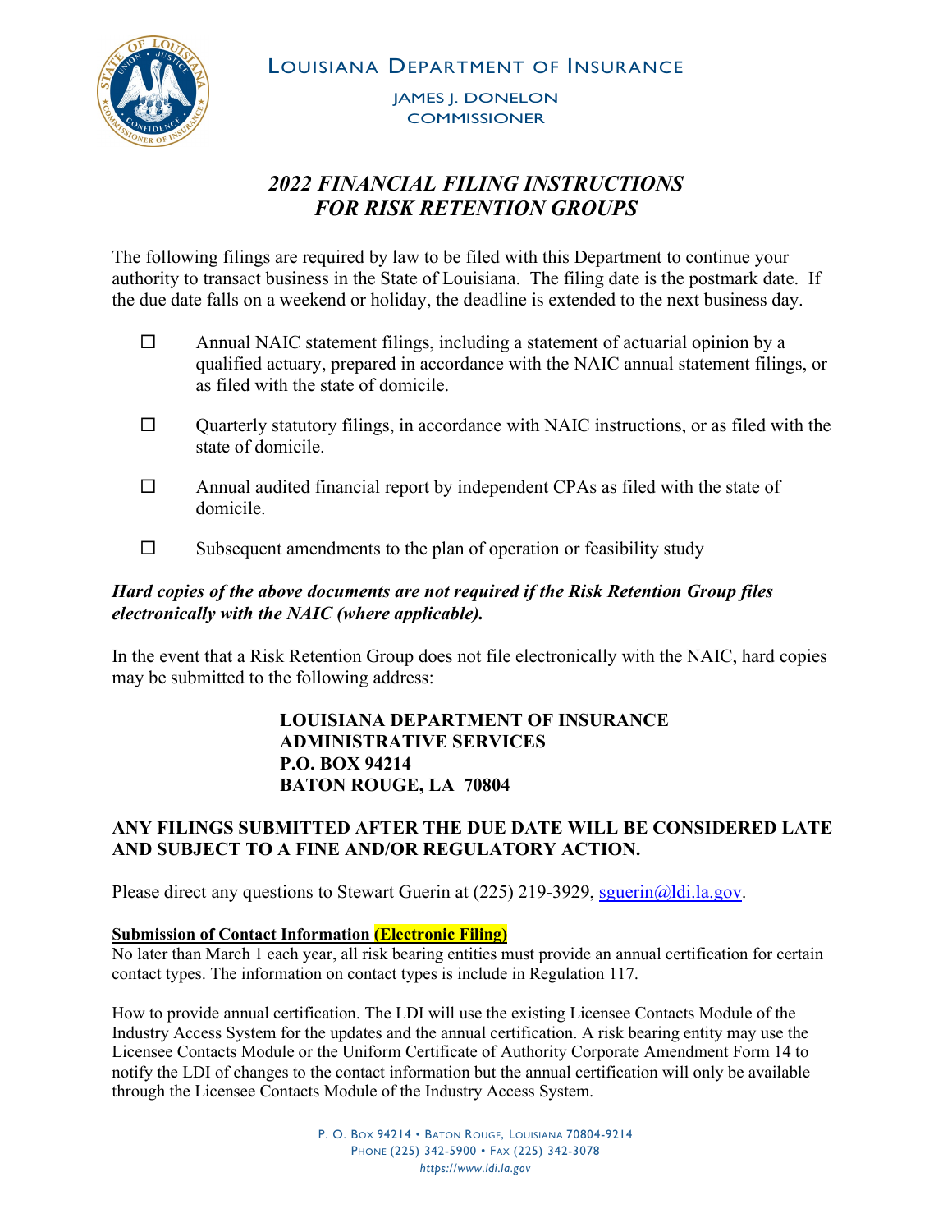LOUISIANA DEPARTMENT OF INSURANCE

JAMES J. DONELON
COMMISSIONER

# *2022 FINANCIAL FILING INSTRUCTIONS FOR RISK RETENTION GROUPS*

The following filings are required by law to be filed with this Department to continue your authority to transact business in the State of Louisiana. The filing date is the postmark date. If the due date falls on a weekend or holiday, the deadline is extended to the next business day.

- ☐ Annual NAIC statement filings, including a statement of actuarial opinion by a qualified actuary, prepared in accordance with the NAIC annual statement filings, or as filed with the state of domicile.
- ☐ Quarterly statutory filings, in accordance with NAIC instructions, or as filed with the state of domicile.
- ☐ Annual audited financial report by independent CPAs as filed with the state of domicile.
- ☐ Subsequent amendments to the plan of operation or feasibility study

***Hard copies of the above documents are not required if the Risk Retention Group files electronically with the NAIC (where applicable).***

In the event that a Risk Retention Group does not file electronically with the NAIC, hard copies may be submitted to the following address:

**LOUISIANA DEPARTMENT OF INSURANCE**
**ADMINISTRATIVE SERVICES**
**P.O. BOX 94214**
**BATON ROUGE, LA 70804**

**ANY FILINGS SUBMITTED AFTER THE DUE DATE WILL BE CONSIDERED LATE AND SUBJECT TO A FINE AND/OR REGULATORY ACTION.**

Please direct any questions to Stewart Guerin at (225) 219-3929, sguerin@ldi.la.gov.

**Submission of Contact Information (Electronic Filing)**

No later than March 1 each year, all risk bearing entities must provide an annual certification for certain contact types. The information on contact types is include in Regulation 117.

How to provide annual certification. The LDI will use the existing Licensee Contacts Module of the Industry Access System for the updates and the annual certification. A risk bearing entity may use the Licensee Contacts Module or the Uniform Certificate of Authority Corporate Amendment Form 14 to notify the LDI of changes to the contact information but the annual certification will only be available through the Licensee Contacts Module of the Industry Access System.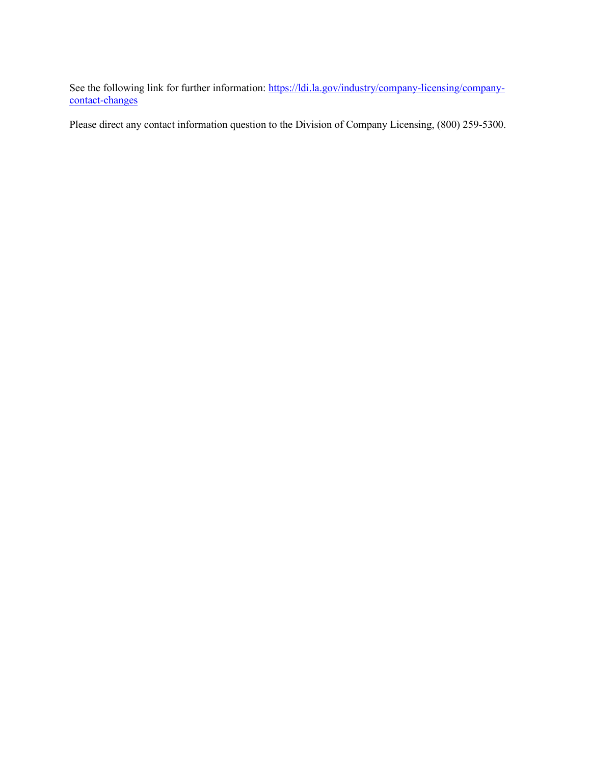See the following link for further information: [https://ldi.la.gov/industry/company-licensing/company-contact-changes](https://ldi.la.gov/industry/company-licensing/company-contact-changes)

Please direct any contact information question to the Division of Company Licensing, (800) 259-5300.